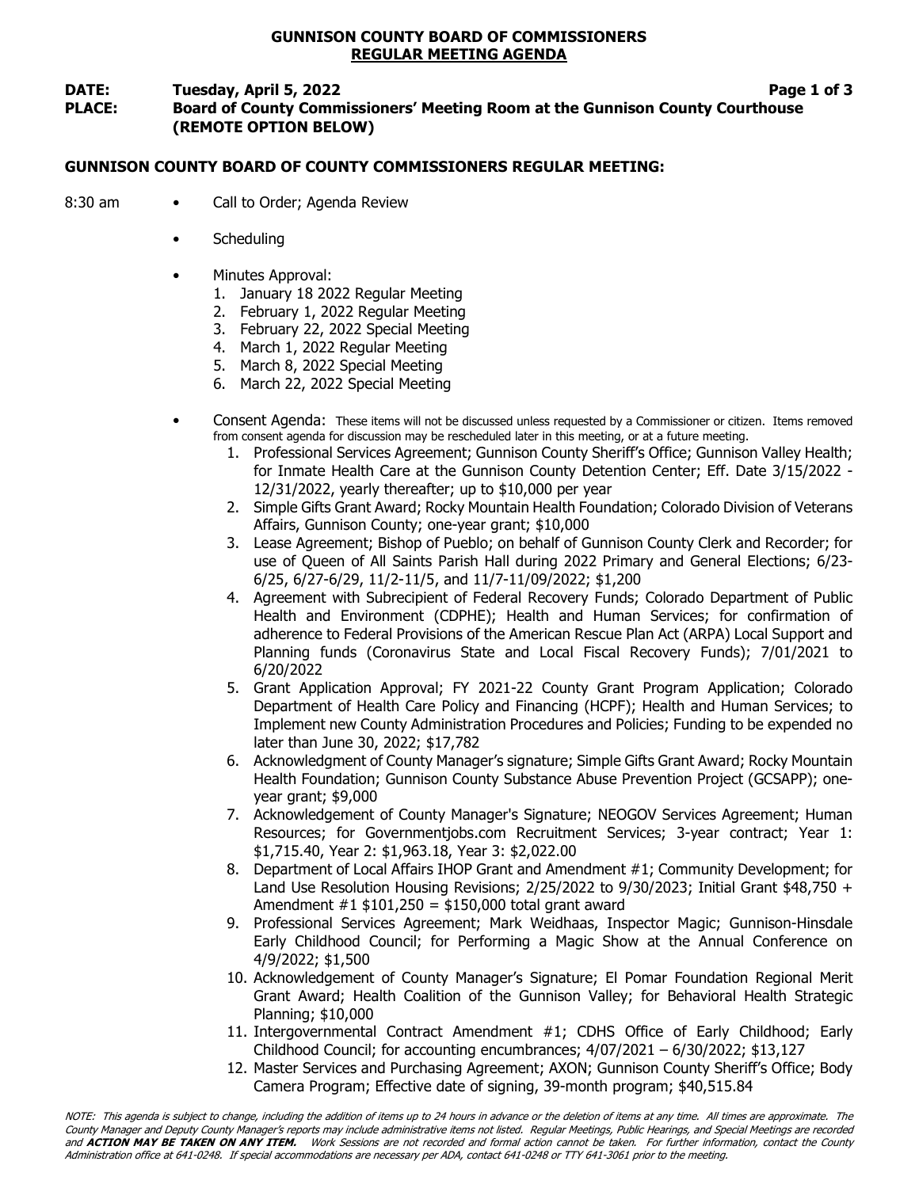# GUNNISON COUNTY BOARD OF COMMISSIONERS
## REGULAR MEETING AGENDA

**DATE:** **Tuesday, April 5, 2022**
**PLACE:** **Board of County Commissioners' Meeting Room at the Gunnison County Courthouse (REMOTE OPTION BELOW)**

### GUNNISON COUNTY BOARD OF COUNTY COMMISSIONERS REGULAR MEETING:

8:30 am

- Call to Order; Agenda Review
- Scheduling
- Minutes Approval:
  1. January 18 2022 Regular Meeting
  2. February 1, 2022 Regular Meeting
  3. February 22, 2022 Special Meeting
  4. March 1, 2022 Regular Meeting
  5. March 8, 2022 Special Meeting
  6. March 22, 2022 Special Meeting
- Consent Agenda: These items will not be discussed unless requested by a Commissioner or citizen. Items removed from consent agenda for discussion may be rescheduled later in this meeting, or at a future meeting.
  1. Professional Services Agreement; Gunnison County Sheriff's Office; Gunnison Valley Health; for Inmate Health Care at the Gunnison County Detention Center; Eff. Date 3/15/2022 - 12/31/2022, yearly thereafter; up to $10,000 per year
  2. Simple Gifts Grant Award; Rocky Mountain Health Foundation; Colorado Division of Veterans Affairs, Gunnison County; one-year grant; $10,000
  3. Lease Agreement; Bishop of Pueblo; on behalf of Gunnison County Clerk and Recorder; for use of Queen of All Saints Parish Hall during 2022 Primary and General Elections; 6/23-6/25, 6/27-6/29, 11/2-11/5, and 11/7-11/09/2022; $1,200
  4. Agreement with Subrecipient of Federal Recovery Funds; Colorado Department of Public Health and Environment (CDPHE); Health and Human Services; for confirmation of adherence to Federal Provisions of the American Rescue Plan Act (ARPA) Local Support and Planning funds (Coronavirus State and Local Fiscal Recovery Funds); 7/01/2021 to 6/20/2022
  5. Grant Application Approval; FY 2021-22 County Grant Program Application; Colorado Department of Health Care Policy and Financing (HCPF); Health and Human Services; to Implement new County Administration Procedures and Policies; Funding to be expended no later than June 30, 2022; $17,782
  6. Acknowledgment of County Manager's signature; Simple Gifts Grant Award; Rocky Mountain Health Foundation; Gunnison County Substance Abuse Prevention Project (GCSAPP); one-year grant; $9,000
  7. Acknowledgement of County Manager's Signature; NEOGOV Services Agreement; Human Resources; for Governmentjobs.com Recruitment Services; 3-year contract; Year 1: $1,715.40, Year 2: $1,963.18, Year 3: $2,022.00
  8. Department of Local Affairs IHOP Grant and Amendment #1; Community Development; for Land Use Resolution Housing Revisions; 2/25/2022 to 9/30/2023; Initial Grant $48,750 + Amendment #1 $101,250 = $150,000 total grant award
  9. Professional Services Agreement; Mark Weidhaas, Inspector Magic; Gunnison-Hinsdale Early Childhood Council; for Performing a Magic Show at the Annual Conference on 4/9/2022; $1,500
  10. Acknowledgement of County Manager's Signature; El Pomar Foundation Regional Merit Grant Award; Health Coalition of the Gunnison Valley; for Behavioral Health Strategic Planning; $10,000
  11. Intergovernmental Contract Amendment #1; CDHS Office of Early Childhood; Early Childhood Council; for accounting encumbrances; 4/07/2021 – 6/30/2022; $13,127
  12. Master Services and Purchasing Agreement; AXON; Gunnison County Sheriff's Office; Body Camera Program; Effective date of signing, 39-month program; $40,515.84

*NOTE: This agenda is subject to change, including the addition of items up to 24 hours in advance or the deletion of items at any time. All times are approximate. The County Manager and Deputy County Manager's reports may include administrative items not listed. Regular Meetings, Public Hearings, and Special Meetings are recorded and* ***ACTION MAY BE TAKEN ON ANY ITEM.*** *Work Sessions are not recorded and formal action cannot be taken. For further information, contact the County Administration office at 641-0248. If special accommodations are necessary per ADA, contact 641-0248 or TTY 641-3061 prior to the meeting.*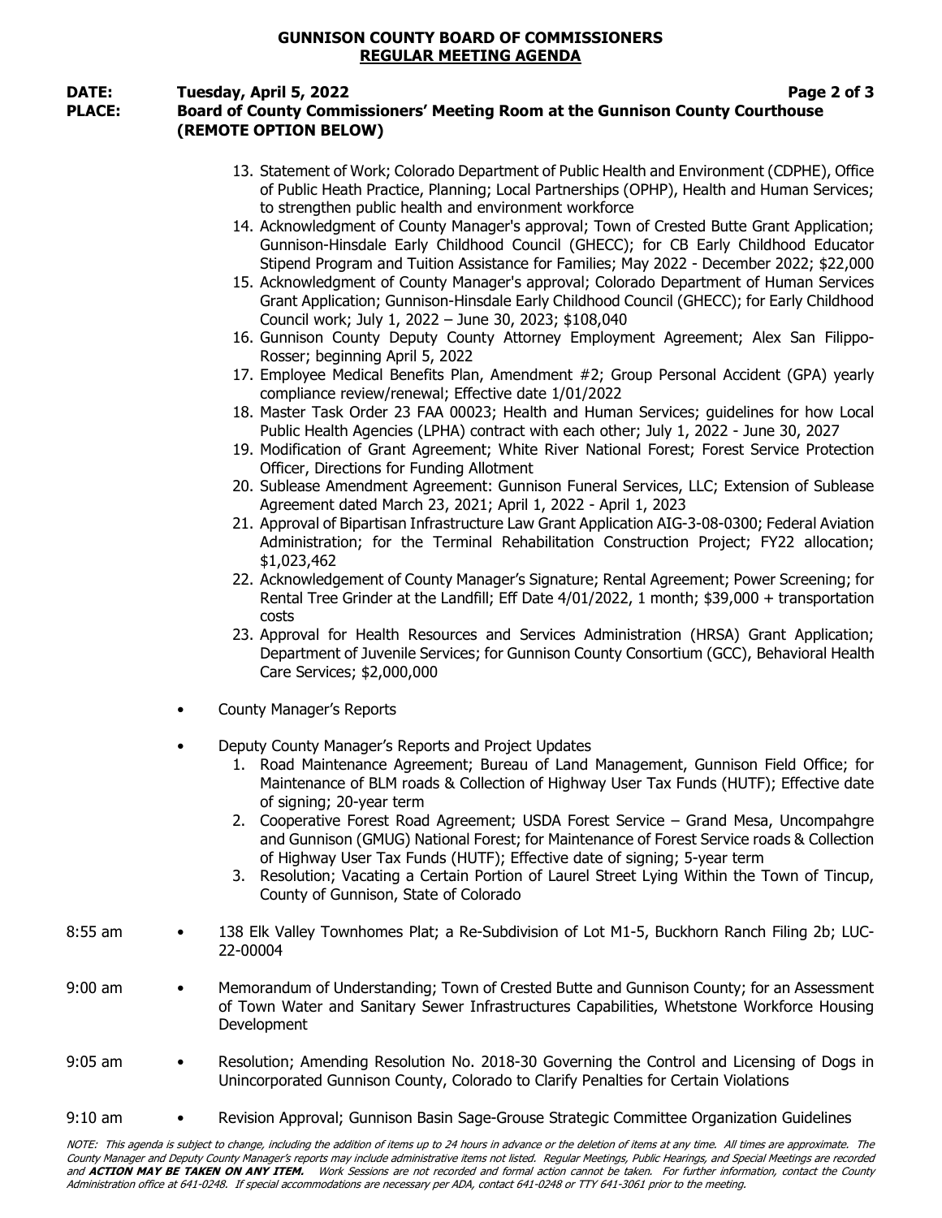**GUNNISON COUNTY BOARD OF COMMISSIONERS**
**REGULAR MEETING AGENDA**

**DATE:** **Tuesday, April 5, 2022**
**PLACE:** **Board of County Commissioners' Meeting Room at the Gunnison County Courthouse (REMOTE OPTION BELOW)**

13. Statement of Work; Colorado Department of Public Health and Environment (CDPHE), Office of Public Heath Practice, Planning; Local Partnerships (OPHP), Health and Human Services; to strengthen public health and environment workforce
14. Acknowledgment of County Manager's approval; Town of Crested Butte Grant Application; Gunnison-Hinsdale Early Childhood Council (GHECC); for CB Early Childhood Educator Stipend Program and Tuition Assistance for Families; May 2022 - December 2022; $22,000
15. Acknowledgment of County Manager's approval; Colorado Department of Human Services Grant Application; Gunnison-Hinsdale Early Childhood Council (GHECC); for Early Childhood Council work; July 1, 2022 – June 30, 2023; $108,040
16. Gunnison County Deputy County Attorney Employment Agreement; Alex San Filippo-Rosser; beginning April 5, 2022
17. Employee Medical Benefits Plan, Amendment #2; Group Personal Accident (GPA) yearly compliance review/renewal; Effective date 1/01/2022
18. Master Task Order 23 FAA 00023; Health and Human Services; guidelines for how Local Public Health Agencies (LPHA) contract with each other; July 1, 2022 - June 30, 2027
19. Modification of Grant Agreement; White River National Forest; Forest Service Protection Officer, Directions for Funding Allotment
20. Sublease Amendment Agreement: Gunnison Funeral Services, LLC; Extension of Sublease Agreement dated March 23, 2021; April 1, 2022 - April 1, 2023
21. Approval of Bipartisan Infrastructure Law Grant Application AIG-3-08-0300; Federal Aviation Administration; for the Terminal Rehabilitation Construction Project; FY22 allocation; $1,023,462
22. Acknowledgement of County Manager's Signature; Rental Agreement; Power Screening; for Rental Tree Grinder at the Landfill; Eff Date 4/01/2022, 1 month; $39,000 + transportation costs
23. Approval for Health Resources and Services Administration (HRSA) Grant Application; Department of Juvenile Services; for Gunnison County Consortium (GCC), Behavioral Health Care Services; $2,000,000

- County Manager's Reports

- Deputy County Manager's Reports and Project Updates
  1. Road Maintenance Agreement; Bureau of Land Management, Gunnison Field Office; for Maintenance of BLM roads & Collection of Highway User Tax Funds (HUTF); Effective date of signing; 20-year term
  2. Cooperative Forest Road Agreement; USDA Forest Service – Grand Mesa, Uncompahgre and Gunnison (GMUG) National Forest; for Maintenance of Forest Service roads & Collection of Highway User Tax Funds (HUTF); Effective date of signing; 5-year term
  3. Resolution; Vacating a Certain Portion of Laurel Street Lying Within the Town of Tincup, County of Gunnison, State of Colorado

8:55 am • 138 Elk Valley Townhomes Plat; a Re-Subdivision of Lot M1-5, Buckhorn Ranch Filing 2b; LUC-22-00004

9:00 am • Memorandum of Understanding; Town of Crested Butte and Gunnison County; for an Assessment of Town Water and Sanitary Sewer Infrastructures Capabilities, Whetstone Workforce Housing Development

9:05 am • Resolution; Amending Resolution No. 2018-30 Governing the Control and Licensing of Dogs in Unincorporated Gunnison County, Colorado to Clarify Penalties for Certain Violations

9:10 am • Revision Approval; Gunnison Basin Sage-Grouse Strategic Committee Organization Guidelines

*NOTE: This agenda is subject to change, including the addition of items up to 24 hours in advance or the deletion of items at any time. All times are approximate. The County Manager and Deputy County Manager's reports may include administrative items not listed. Regular Meetings, Public Hearings, and Special Meetings are recorded and **ACTION MAY BE TAKEN ON ANY ITEM.** Work Sessions are not recorded and formal action cannot be taken. For further information, contact the County Administration office at 641-0248. If special accommodations are necessary per ADA, contact 641-0248 or TTY 641-3061 prior to the meeting.*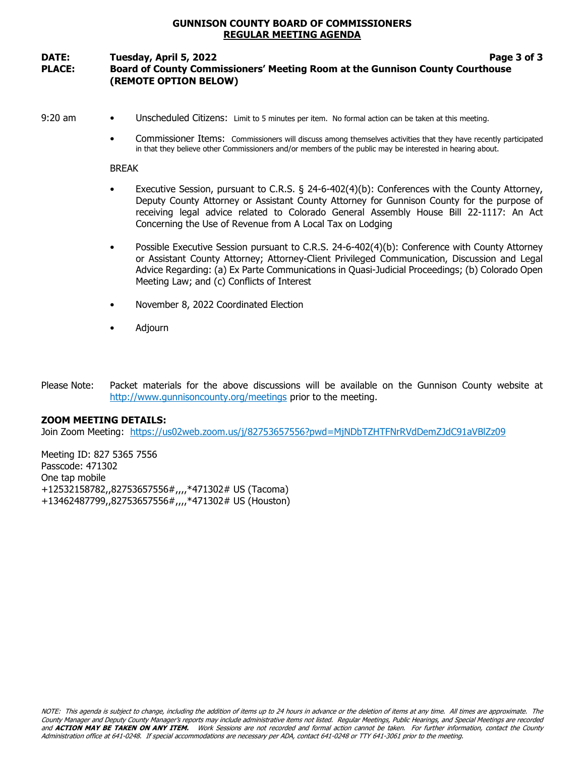**GUNNISON COUNTY BOARD OF COMMISSIONERS**
**REGULAR MEETING AGENDA**

**DATE:** **Tuesday, April 5, 2022**
**PLACE:** **Board of County Commissioners' Meeting Room at the Gunnison County Courthouse (REMOTE OPTION BELOW)**

9:20 am

- Unscheduled Citizens: Limit to 5 minutes per item. No formal action can be taken at this meeting.
- Commissioner Items: Commissioners will discuss among themselves activities that they have recently participated in that they believe other Commissioners and/or members of the public may be interested in hearing about.

BREAK

- Executive Session, pursuant to C.R.S. § 24-6-402(4)(b): Conferences with the County Attorney, Deputy County Attorney or Assistant County Attorney for Gunnison County for the purpose of receiving legal advice related to Colorado General Assembly House Bill 22-1117: An Act Concerning the Use of Revenue from A Local Tax on Lodging
- Possible Executive Session pursuant to C.R.S. 24-6-402(4)(b): Conference with County Attorney or Assistant County Attorney; Attorney-Client Privileged Communication, Discussion and Legal Advice Regarding: (a) Ex Parte Communications in Quasi-Judicial Proceedings; (b) Colorado Open Meeting Law; and (c) Conflicts of Interest
- November 8, 2022 Coordinated Election
- Adjourn

Please Note: Packet materials for the above discussions will be available on the Gunnison County website at http://www.gunnisoncounty.org/meetings prior to the meeting.

**ZOOM MEETING DETAILS:**

Join Zoom Meeting: https://us02web.zoom.us/j/82753657556?pwd=MjNDbTZHTFNrRVdDemZJdC91aVBlZz09

Meeting ID: 827 5365 7556
Passcode: 471302
One tap mobile
+12532158782,,82753657556#,,,,*471302# US (Tacoma)
+13462487799,,82753657556#,,,,*471302# US (Houston)

*NOTE: This agenda is subject to change, including the addition of items up to 24 hours in advance or the deletion of items at any time. All times are approximate. The County Manager and Deputy County Manager's reports may include administrative items not listed. Regular Meetings, Public Hearings, and Special Meetings are recorded and* ***ACTION MAY BE TAKEN ON ANY ITEM.*** *Work Sessions are not recorded and formal action cannot be taken. For further information, contact the County Administration office at 641-0248. If special accommodations are necessary per ADA, contact 641-0248 or TTY 641-3061 prior to the meeting.*